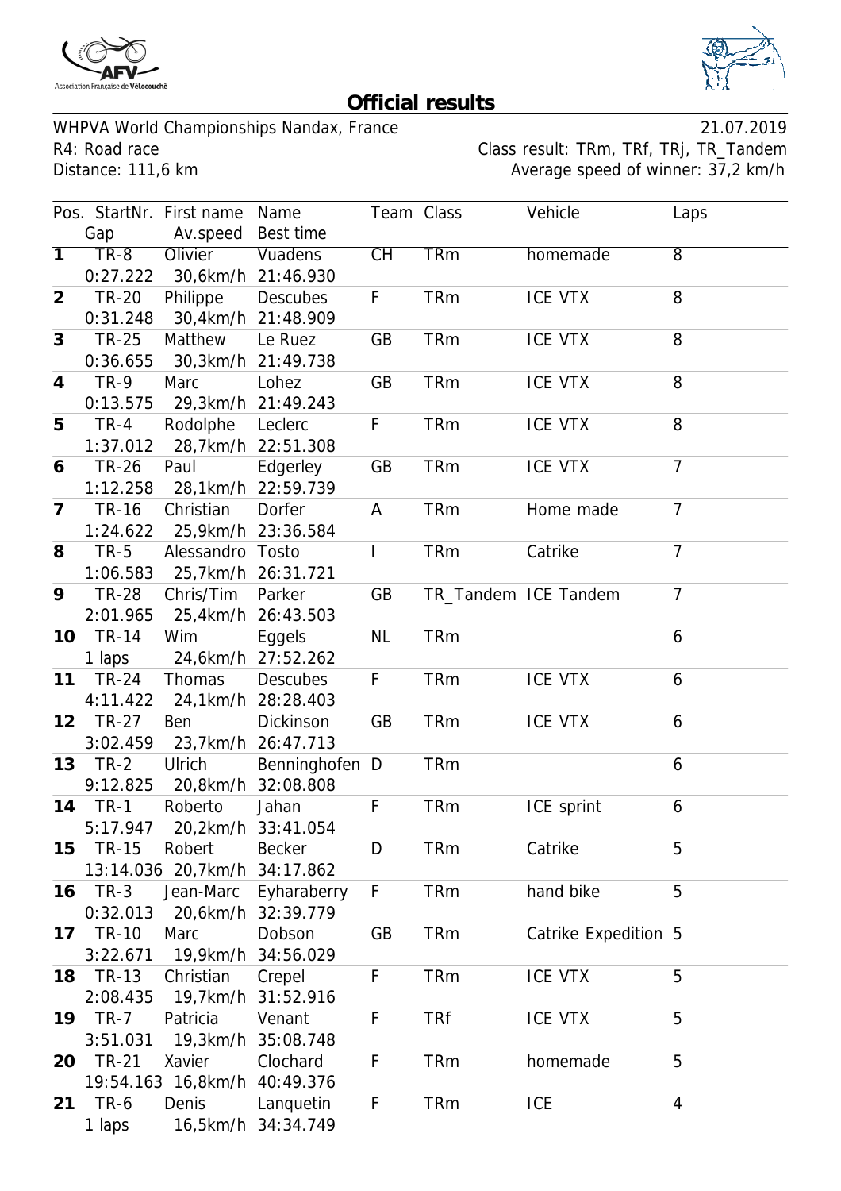Association Française de Vélocouché

# Official results

WHPVA World Championships Nandax, France — 21.07.2019

R4: Road race — Class result: TRm, TRf, TRj, TR_Tandem

Distance: 111,6 km — Average speed of winner: 37,2 km/h

| Pos. | StartNr. | First name | Name | Team | Class | Vehicle | Laps | Gap | Av.speed | Best time |
|---|---|---|---|---|---|---|---|---|---|---|
| 1 | TR-8 | Olivier | Vuadens | CH | TRm | homemade | 8 | 0:27.222 | 30,6km/h | 21:46.930 |
| 2 | TR-20 | Philippe | Descubes | F | TRm | ICE VTX | 8 | 0:31.248 | 30,4km/h | 21:48.909 |
| 3 | TR-25 | Matthew | Le Ruez | GB | TRm | ICE VTX | 8 | 0:36.655 | 30,3km/h | 21:49.738 |
| 4 | TR-9 | Marc | Lohez | GB | TRm | ICE VTX | 8 | 0:13.575 | 29,3km/h | 21:49.243 |
| 5 | TR-4 | Rodolphe | Leclerc | F | TRm | ICE VTX | 8 | 1:37.012 | 28,7km/h | 22:51.308 |
| 6 | TR-26 | Paul | Edgerley | GB | TRm | ICE VTX | 7 | 1:12.258 | 28,1km/h | 22:59.739 |
| 7 | TR-16 | Christian | Dorfer | A | TRm | Home made | 7 | 1:24.622 | 25,9km/h | 23:36.584 |
| 8 | TR-5 | Alessandro | Tosto | I | TRm | Catrike | 7 | 1:06.583 | 25,7km/h | 26:31.721 |
| 9 | TR-28 | Chris/Tim | Parker | GB | TR_Tandem | ICE Tandem | 7 | 2:01.965 | 25,4km/h | 26:43.503 |
| 10 | TR-14 | Wim | Eggels | NL | TRm | | 6 | 1 laps | 24,6km/h | 27:52.262 |
| 11 | TR-24 | Thomas | Descubes | F | TRm | ICE VTX | 6 | 4:11.422 | 24,1km/h | 28:28.403 |
| 12 | TR-27 | Ben | Dickinson | GB | TRm | ICE VTX | 6 | 3:02.459 | 23,7km/h | 26:47.713 |
| 13 | TR-2 | Ulrich | Benninghofen | D | TRm | | 6 | 9:12.825 | 20,8km/h | 32:08.808 |
| 14 | TR-1 | Roberto | Jahan | F | TRm | ICE sprint | 6 | 5:17.947 | 20,2km/h | 33:41.054 |
| 15 | TR-15 | Robert | Becker | D | TRm | Catrike | 5 | 13:14.036 | 20,7km/h | 34:17.862 |
| 16 | TR-3 | Jean-Marc | Eyharaberry | F | TRm | hand bike | 5 | 0:32.013 | 20,6km/h | 32:39.779 |
| 17 | TR-10 | Marc | Dobson | GB | TRm | Catrike Expedition | 5 | 3:22.671 | 19,9km/h | 34:56.029 |
| 18 | TR-13 | Christian | Crepel | F | TRm | ICE VTX | 5 | 2:08.435 | 19,7km/h | 31:52.916 |
| 19 | TR-7 | Patricia | Venant | F | TRf | ICE VTX | 5 | 3:51.031 | 19,3km/h | 35:08.748 |
| 20 | TR-21 | Xavier | Clochard | F | TRm | homemade | 5 | 19:54.163 | 16,8km/h | 40:49.376 |
| 21 | TR-6 | Denis | Lanquetin | F | TRm | ICE | 4 | 1 laps | 16,5km/h | 34:34.749 |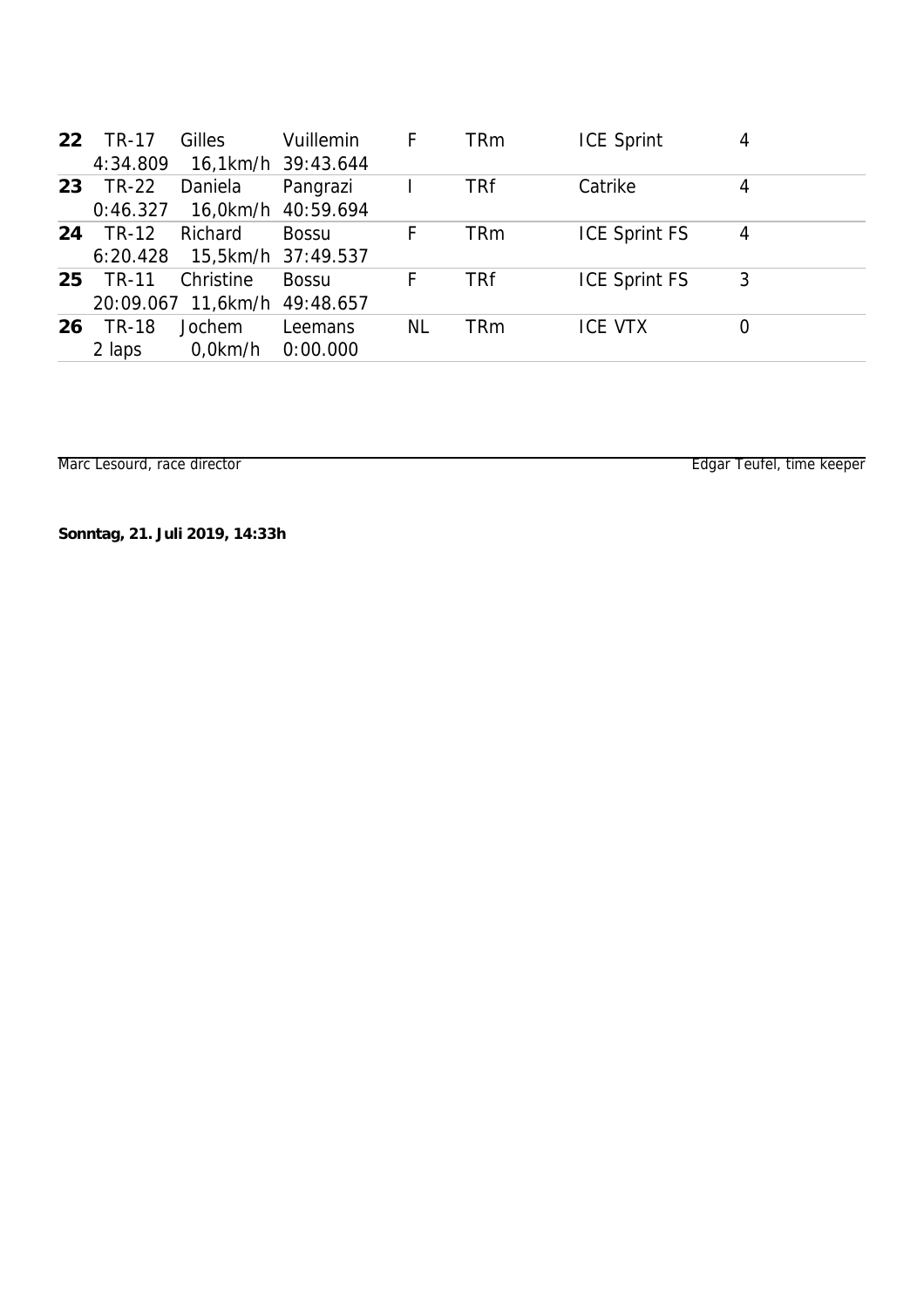| | | | | | | | |
|---|---|---|---|---|---|---|---|
| **22** | TR-17 | Gilles | Vuillemin | F | TRm | ICE Sprint | 4 |
| | 4:34.809 | 16,1km/h | 39:43.644 | | | | |
| **23** | TR-22 | Daniela | Pangrazi | I | TRf | Catrike | 4 |
| | 0:46.327 | 16,0km/h | 40:59.694 | | | | |
| **24** | TR-12 | Richard | Bossu | F | TRm | ICE Sprint FS | 4 |
| | 6:20.428 | 15,5km/h | 37:49.537 | | | | |
| **25** | TR-11 | Christine | Bossu | F | TRf | ICE Sprint FS | 3 |
| | 20:09.067 | 11,6km/h | 49:48.657 | | | | |
| **26** | TR-18 | Jochem | Leemans | NL | TRm | ICE VTX | 0 |
| | 2 laps | 0,0km/h | 0:00.000 | | | | |

Marc Lesourd, race director

Edgar Teufel, time keeper

**Sonntag, 21. Juli 2019, 14:33h**